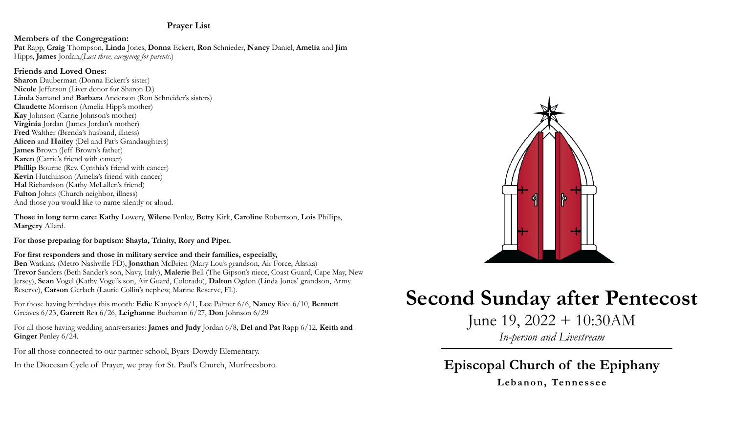## Prayer List

**Members of the Congregation:**
**Pat** Rapp, **Craig** Thompson, **Linda** Jones, **Donna** Eckert, **Ron** Schnieder, **Nancy** Daniel, **Amelia** and **Jim** Hipps, **James** Jordan,(*Last three, caregiving for parents.*)

**Friends and Loved Ones:**
**Sharon** Dauberman (Donna Eckert's sister)
**Nicole** Jefferson (Liver donor for Sharon D.)
**Linda** Samand and **Barbara** Anderson (Ron Schneider's sisters)
**Claudette** Morrison (Amelia Hipp's mother)
**Kay** Johnson (Carrie Johnson's mother)
**Virginia** Jordan (James Jordan's mother)
**Fred** Walther (Brenda's husband, illness)
**Alicen** and **Hailey** (Del and Pat's Grandaughters)
**James** Brown (Jeff Brown's father)
**Karen** (Carrie's friend with cancer)
**Phillip** Bourne (Rev. Cynthia's friend with cancer)
**Kevin** Hutchinson (Amelia's friend with cancer)
**Hal** Richardson (Kathy McLallen's friend)
**Fulton** Johns (Church neighbor, illness)
And those you would like to name silently or aloud.

**Those in long term care: Kathy** Lowery, **Wilene** Penley, **Betty** Kirk, **Caroline** Robertson, **Lois** Phillips, **Margery** Allard.

**For those preparing for baptism: Shayla, Trinity, Rory and Piper.**

**For first responders and those in military service and their families, especially,**
**Ben** Watkins, (Metro Nashville FD), **Jonathan** McBrien (Mary Lou's grandson, Air Force, Alaska) **Trevor** Sanders (Beth Sander's son, Navy, Italy), **Malerie** Bell (The Gipson's niece, Coast Guard, Cape May, New Jersey), **Sean** Vogel (Kathy Vogel's son, Air Guard, Colorado), **Dalton** Ogdon (Linda Jones' grandson, Army Reserve), **Carson** Gerlach (Laurie Collin's nephew, Marine Reserve, FL).

For those having birthdays this month: **Edie** Kanyock 6/1, **Lee** Palmer 6/6, **Nancy** Rice 6/10, **Bennett** Greaves 6/23, **Garrett** Rea 6/26, **Leighanne** Buchanan 6/27, **Don** Johnson 6/29

For all those having wedding anniversaries: **James and Judy** Jordan 6/8, **Del and Pat** Rapp 6/12, **Keith and Ginger** Penley 6/24.

For all those connected to our partner school, Byars-Dowdy Elementary.

In the Diocesan Cycle of Prayer, we pray for St. Paul's Church, Murfreesboro.

# Second Sunday after Pentecost

June 19, 2022 + 10:30AM

*In-person and Livestream*

## Episcopal Church of the Epiphany

**Lebanon, Tennessee**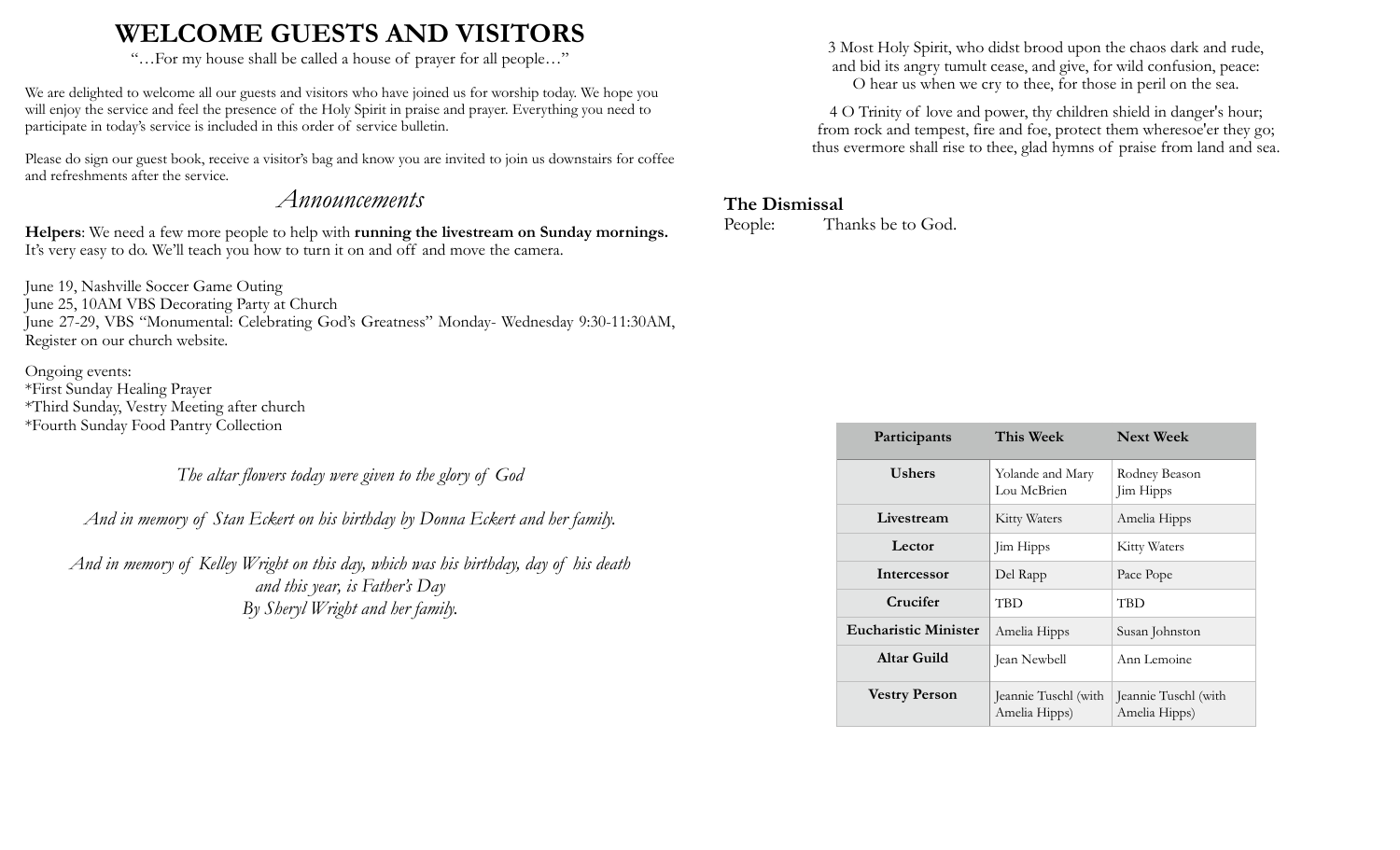# WELCOME GUESTS AND VISITORS

"…For my house shall be called a house of prayer for all people…"

We are delighted to welcome all our guests and visitors who have joined us for worship today. We hope you will enjoy the service and feel the presence of the Holy Spirit in praise and prayer. Everything you need to participate in today's service is included in this order of service bulletin.

Please do sign our guest book, receive a visitor's bag and know you are invited to join us downstairs for coffee and refreshments after the service.

## *Announcements*

**Helpers**: We need a few more people to help with **running the livestream on Sunday mornings.** It's very easy to do. We'll teach you how to turn it on and off and move the camera.

June 19, Nashville Soccer Game Outing
June 25, 10AM VBS Decorating Party at Church
June 27-29, VBS "Monumental: Celebrating God's Greatness" Monday- Wednesday 9:30-11:30AM, Register on our church website.

Ongoing events:
*First Sunday Healing Prayer
*Third Sunday, Vestry Meeting after church
*Fourth Sunday Food Pantry Collection

*The altar flowers today were given to the glory of God*

*And in memory of Stan Eckert on his birthday by Donna Eckert and her family.*

*And in memory of Kelley Wright on this day, which was his birthday, day of his death and this year, is Father's Day*
*By Sheryl Wright and her family.*

3 Most Holy Spirit, who didst brood upon the chaos dark and rude,
and bid its angry tumult cease, and give, for wild confusion, peace:
O hear us when we cry to thee, for those in peril on the sea.

4 O Trinity of love and power, thy children shield in danger's hour;
from rock and tempest, fire and foe, protect them wheresoe'er they go;
thus evermore shall rise to thee, glad hymns of praise from land and sea.

**The Dismissal**
People: Thanks be to God.

| Participants | This Week | Next Week |
|---|---|---|
| Ushers | Yolande and Mary Lou McBrien | Rodney Beason Jim Hipps |
| Livestream | Kitty Waters | Amelia Hipps |
| Lector | Jim Hipps | Kitty Waters |
| Intercessor | Del Rapp | Pace Pope |
| Crucifer | TBD | TBD |
| Eucharistic Minister | Amelia Hipps | Susan Johnston |
| Altar Guild | Jean Newbell | Ann Lemoine |
| Vestry Person | Jeannie Tuschl (with Amelia Hipps) | Jeannie Tuschl (with Amelia Hipps) |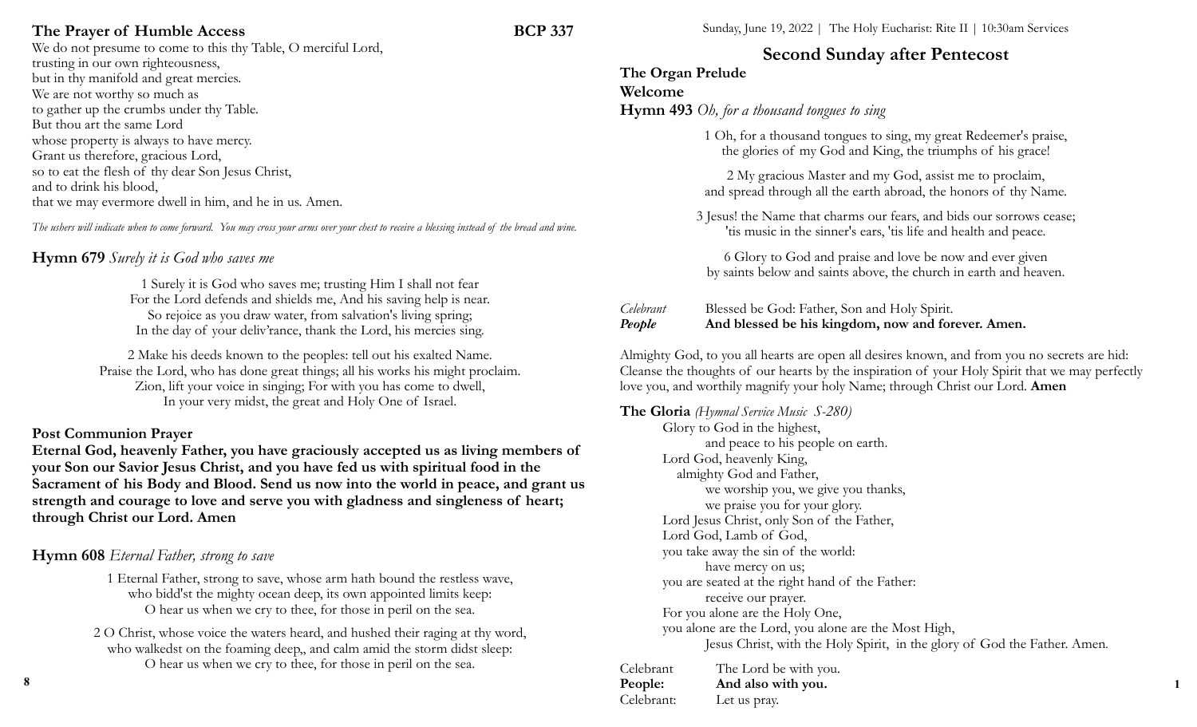## The Prayer of Humble Access — BCP 337

We do not presume to come to this thy Table, O merciful Lord,
trusting in our own righteousness,
but in thy manifold and great mercies.
We are not worthy so much as
to gather up the crumbs under thy Table.
But thou art the same Lord
whose property is always to have mercy.
Grant us therefore, gracious Lord,
so to eat the flesh of thy dear Son Jesus Christ,
and to drink his blood,
that we may evermore dwell in him, and he in us. Amen.

*The ushers will indicate when to come forward. You may cross your arms over your chest to receive a blessing instead of the bread and wine.*

## Hymn 679 *Surely it is God who saves me*

1 Surely it is God who saves me; trusting Him I shall not fear
For the Lord defends and shields me, And his saving help is near.
So rejoice as you draw water, from salvation's living spring;
In the day of your deliv'rance, thank the Lord, his mercies sing.

2 Make his deeds known to the peoples: tell out his exalted Name.
Praise the Lord, who has done great things; all his works his might proclaim.
Zion, lift your voice in singing; For with you has come to dwell,
In your very midst, the great and Holy One of Israel.

### Post Communion Prayer

**Eternal God, heavenly Father, you have graciously accepted us as living members of your Son our Savior Jesus Christ, and you have fed us with spiritual food in the Sacrament of his Body and Blood. Send us now into the world in peace, and grant us strength and courage to love and serve you with gladness and singleness of heart; through Christ our Lord. Amen**

## Hymn 608 *Eternal Father, strong to save*

1 Eternal Father, strong to save, whose arm hath bound the restless wave,
who bidd'st the mighty ocean deep, its own appointed limits keep:
O hear us when we cry to thee, for those in peril on the sea.

2 O Christ, whose voice the waters heard, and hushed their raging at thy word,
who walkedst on the foaming deep,, and calm amid the storm didst sleep:
O hear us when we cry to thee, for those in peril on the sea.

Sunday, June 19, 2022 | The Holy Eucharist: Rite II | 10:30am Services

# Second Sunday after Pentecost

**The Organ Prelude**

**Welcome**

**Hymn 493** *Oh, for a thousand tongues to sing*

1 Oh, for a thousand tongues to sing, my great Redeemer's praise,
the glories of my God and King, the triumphs of his grace!

2 My gracious Master and my God, assist me to proclaim,
and spread through all the earth abroad, the honors of thy Name.

3 Jesus! the Name that charms our fears, and bids our sorrows cease;
'tis music in the sinner's ears, 'tis life and health and peace.

6 Glory to God and praise and love be now and ever given
by saints below and saints above, the church in earth and heaven.

*Celebrant* Blessed be God: Father, Son and Holy Spirit.
***People*** **And blessed be his kingdom, now and forever. Amen.**

Almighty God, to you all hearts are open all desires known, and from you no secrets are hid: Cleanse the thoughts of our hearts by the inspiration of your Holy Spirit that we may perfectly love you, and worthily magnify your holy Name; through Christ our Lord. **Amen**

**The Gloria** *(Hymnal Service Music S-280)*

Glory to God in the highest,
and peace to his people on earth.
Lord God, heavenly King,
almighty God and Father,
we worship you, we give you thanks,
we praise you for your glory.
Lord Jesus Christ, only Son of the Father,
Lord God, Lamb of God,
you take away the sin of the world:
have mercy on us;
you are seated at the right hand of the Father:
receive our prayer.
For you alone are the Holy One,
you alone are the Lord, you alone are the Most High,
Jesus Christ, with the Holy Spirit, in the glory of God the Father. Amen.

Celebrant The Lord be with you.
**People: And also with you.**
Celebrant: Let us pray.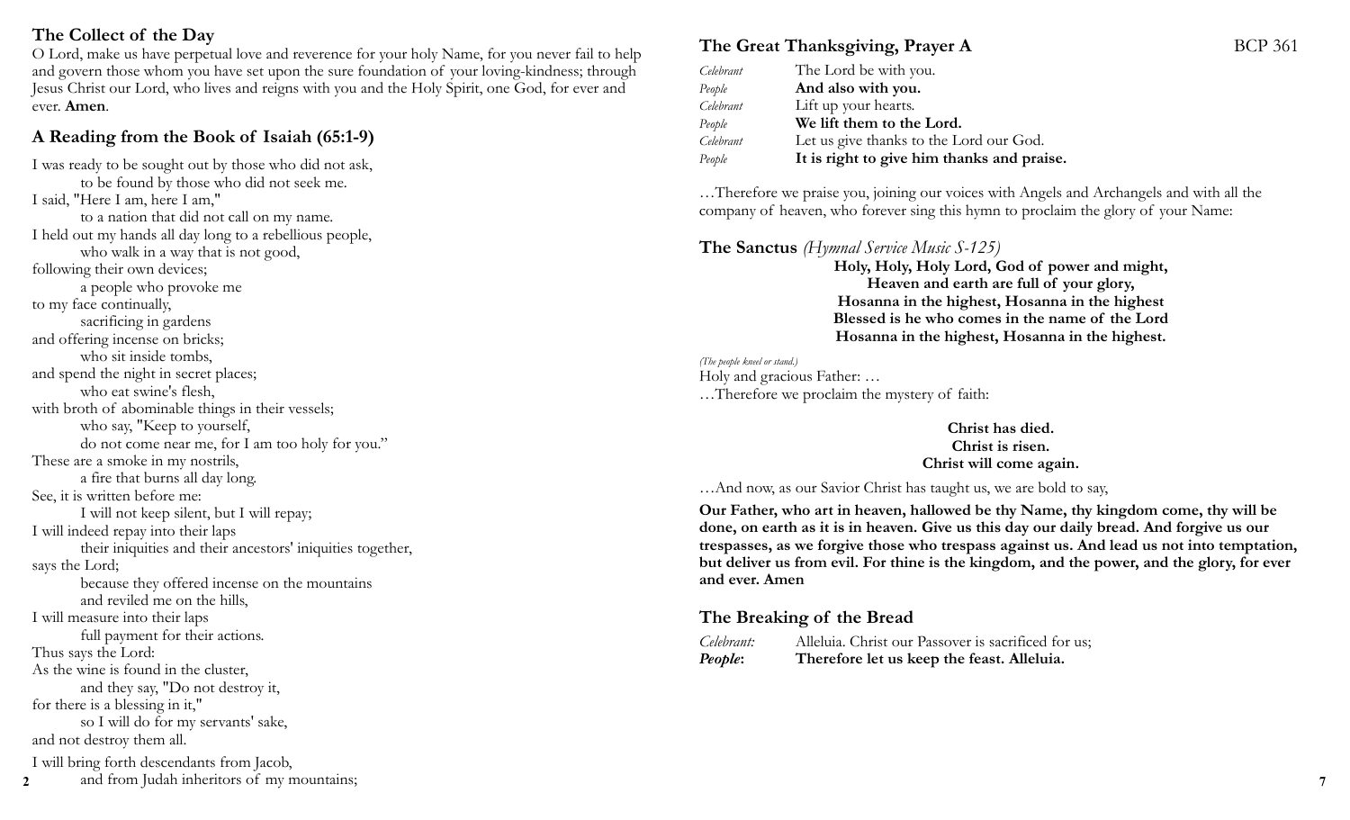## The Collect of the Day

O Lord, make us have perpetual love and reverence for your holy Name, for you never fail to help and govern those whom you have set upon the sure foundation of your loving-kindness; through Jesus Christ our Lord, who lives and reigns with you and the Holy Spirit, one God, for ever and ever. **Amen**.

## A Reading from the Book of Isaiah (65:1-9)

I was ready to be sought out by those who did not ask,
to be found by those who did not seek me.
I said, "Here I am, here I am,"
to a nation that did not call on my name.
I held out my hands all day long to a rebellious people,
who walk in a way that is not good,
following their own devices;
a people who provoke me
to my face continually,
sacrificing in gardens
and offering incense on bricks;
who sit inside tombs,
and spend the night in secret places;
who eat swine's flesh,
with broth of abominable things in their vessels;
who say, "Keep to yourself,
do not come near me, for I am too holy for you."
These are a smoke in my nostrils,
a fire that burns all day long.
See, it is written before me:
I will not keep silent, but I will repay;
I will indeed repay into their laps
their iniquities and their ancestors' iniquities together,
says the Lord;
because they offered incense on the mountains
and reviled me on the hills,
I will measure into their laps
full payment for their actions.
Thus says the Lord:
As the wine is found in the cluster,
and they say, "Do not destroy it,
for there is a blessing in it,"
so I will do for my servants' sake,
and not destroy them all.
I will bring forth descendants from Jacob,
and from Judah inheritors of my mountains;

## The Great Thanksgiving, Prayer A

BCP 361

*Celebrant* The Lord be with you.
*People* **And also with you.**
*Celebrant* Lift up your hearts.
*People* **We lift them to the Lord.**
*Celebrant* Let us give thanks to the Lord our God.
*People* **It is right to give him thanks and praise.**

…Therefore we praise you, joining our voices with Angels and Archangels and with all the company of heaven, who forever sing this hymn to proclaim the glory of your Name:

## The Sanctus *(Hymnal Service Music S-125)*

**Holy, Holy, Holy Lord, God of power and might,**
**Heaven and earth are full of your glory,**
**Hosanna in the highest, Hosanna in the highest**
**Blessed is he who comes in the name of the Lord**
**Hosanna in the highest, Hosanna in the highest.**

*(The people kneel or stand.)*

Holy and gracious Father: …
…Therefore we proclaim the mystery of faith:

**Christ has died.**
**Christ is risen.**
**Christ will come again.**

…And now, as our Savior Christ has taught us, we are bold to say,

**Our Father, who art in heaven, hallowed be thy Name, thy kingdom come, thy will be done, on earth as it is in heaven. Give us this day our daily bread. And forgive us our trespasses, as we forgive those who trespass against us. And lead us not into temptation, but deliver us from evil. For thine is the kingdom, and the power, and the glory, for ever and ever. Amen**

## The Breaking of the Bread

*Celebrant:* Alleluia. Christ our Passover is sacrificed for us;
***People*:** **Therefore let us keep the feast. Alleluia.**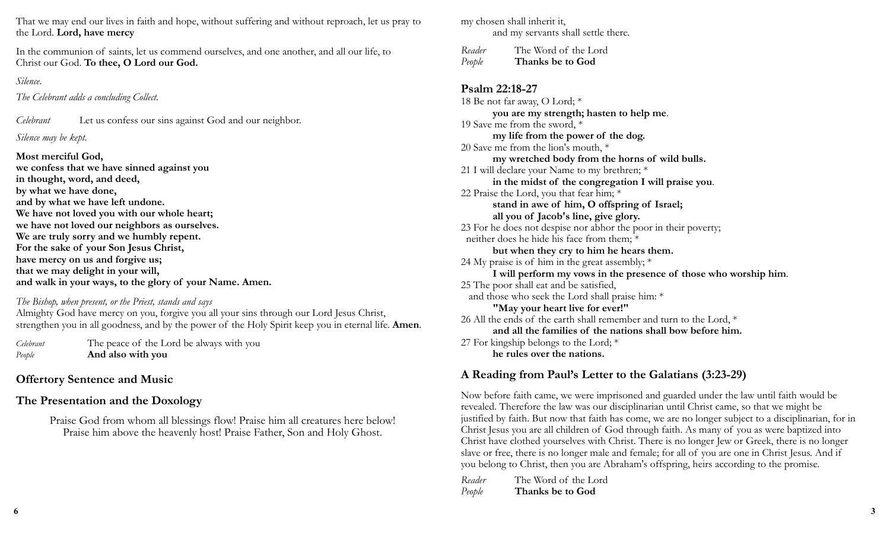That we may end our lives in faith and hope, without suffering and without reproach, let us pray to the Lord. **Lord, have mercy**

In the communion of saints, let us commend ourselves, and one another, and all our life, to Christ our God. **To thee, O Lord our God.**

*Silence.*

*The Celebrant adds a concluding Collect.*

*Celebrant* Let us confess our sins against God and our neighbor.

*Silence may be kept.*

**Most merciful God,**
**we confess that we have sinned against you**
**in thought, word, and deed,**
**by what we have done,**
**and by what we have left undone.**
**We have not loved you with our whole heart;**
**we have not loved our neighbors as ourselves.**
**We are truly sorry and we humbly repent.**
**For the sake of your Son Jesus Christ,**
**have mercy on us and forgive us;**
**that we may delight in your will,**
**and walk in your ways, to the glory of your Name. Amen.**

*The Bishop, when present, or the Priest, stands and says*
Almighty God have mercy on you, forgive you all your sins through our Lord Jesus Christ, strengthen you in all goodness, and by the power of the Holy Spirit keep you in eternal life. **Amen**.

*Celebrant* The peace of the Lord be always with you
*People* **And also with you**

## Offertory Sentence and Music

## The Presentation and the Doxology

Praise God from whom all blessings flow! Praise him all creatures here below!
Praise him above the heavenly host! Praise Father, Son and Holy Ghost.

my chosen shall inherit it,
and my servants shall settle there.

*Reader* The Word of the Lord
*People* **Thanks be to God**

## Psalm 22:18-27

18 Be not far away, O Lord; *
**you are my strength; hasten to help me**.
19 Save me from the sword, *
**my life from the power of the dog.**
20 Save me from the lion's mouth, *
**my wretched body from the horns of wild bulls.**
21 I will declare your Name to my brethren; *
**in the midst of the congregation I will praise you**.
22 Praise the Lord, you that fear him; *
**stand in awe of him, O offspring of Israel;**
**all you of Jacob's line, give glory.**
23 For he does not despise nor abhor the poor in their poverty;
neither does he hide his face from them; *
**but when they cry to him he hears them.**
24 My praise is of him in the great assembly; *
**I will perform my vows in the presence of those who worship him**.
25 The poor shall eat and be satisfied,
and those who seek the Lord shall praise him: *
**"May your heart live for ever!"**
26 All the ends of the earth shall remember and turn to the Lord, *
**and all the families of the nations shall bow before him.**
27 For kingship belongs to the Lord; *
**he rules over the nations.**

## A Reading from Paul's Letter to the Galatians (3:23-29)

Now before faith came, we were imprisoned and guarded under the law until faith would be revealed. Therefore the law was our disciplinarian until Christ came, so that we might be justified by faith. But now that faith has come, we are no longer subject to a disciplinarian, for in Christ Jesus you are all children of God through faith. As many of you as were baptized into Christ have clothed yourselves with Christ. There is no longer Jew or Greek, there is no longer slave or free, there is no longer male and female; for all of you are one in Christ Jesus. And if you belong to Christ, then you are Abraham's offspring, heirs according to the promise.

*Reader* The Word of the Lord
*People* **Thanks be to God**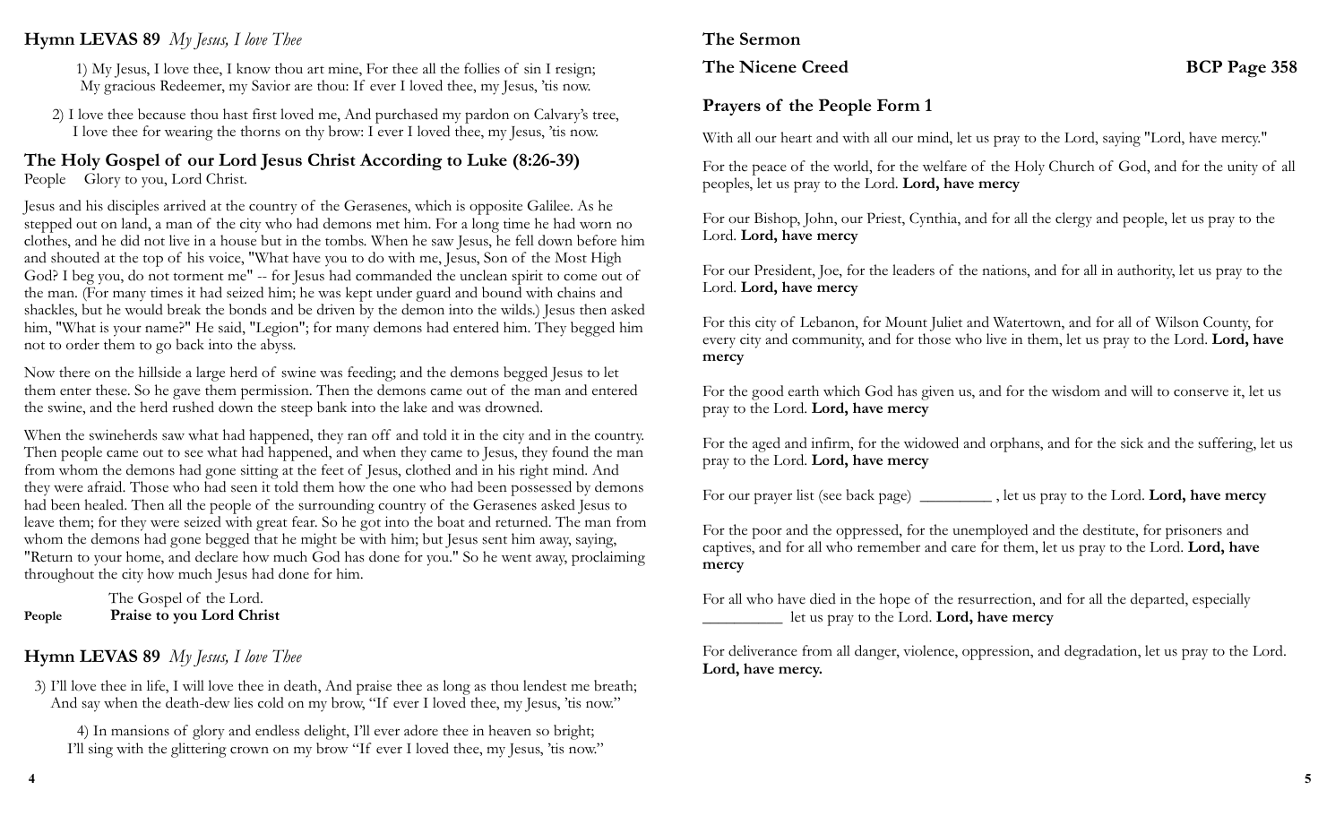## Hymn LEVAS 89 *My Jesus, I love Thee*

1) My Jesus, I love thee, I know thou art mine, For thee all the follies of sin I resign;
My gracious Redeemer, my Savior are thou: If ever I loved thee, my Jesus, 'tis now.

2) I love thee because thou hast first loved me, And purchased my pardon on Calvary's tree,
I love thee for wearing the thorns on thy brow: I ever I loved thee, my Jesus, 'tis now.

## The Holy Gospel of our Lord Jesus Christ According to Luke (8:26-39)

People Glory to you, Lord Christ.

Jesus and his disciples arrived at the country of the Gerasenes, which is opposite Galilee. As he stepped out on land, a man of the city who had demons met him. For a long time he had worn no clothes, and he did not live in a house but in the tombs. When he saw Jesus, he fell down before him and shouted at the top of his voice, "What have you to do with me, Jesus, Son of the Most High God? I beg you, do not torment me" -- for Jesus had commanded the unclean spirit to come out of the man. (For many times it had seized him; he was kept under guard and bound with chains and shackles, but he would break the bonds and be driven by the demon into the wilds.) Jesus then asked him, "What is your name?" He said, "Legion"; for many demons had entered him. They begged him not to order them to go back into the abyss.

Now there on the hillside a large herd of swine was feeding; and the demons begged Jesus to let them enter these. So he gave them permission. Then the demons came out of the man and entered the swine, and the herd rushed down the steep bank into the lake and was drowned.

When the swineherds saw what had happened, they ran off and told it in the city and in the country. Then people came out to see what had happened, and when they came to Jesus, they found the man from whom the demons had gone sitting at the feet of Jesus, clothed and in his right mind. And they were afraid. Those who had seen it told them how the one who had been possessed by demons had been healed. Then all the people of the surrounding country of the Gerasenes asked Jesus to leave them; for they were seized with great fear. So he got into the boat and returned. The man from whom the demons had gone begged that he might be with him; but Jesus sent him away, saying, "Return to your home, and declare how much God has done for you." So he went away, proclaiming throughout the city how much Jesus had done for him.

The Gospel of the Lord.
**People** **Praise to you Lord Christ**

## Hymn LEVAS 89 *My Jesus, I love Thee*

3) I'll love thee in life, I will love thee in death, And praise thee as long as thou lendest me breath;
And say when the death-dew lies cold on my brow, "If ever I loved thee, my Jesus, 'tis now."

4) In mansions of glory and endless delight, I'll ever adore thee in heaven so bright;
I'll sing with the glittering crown on my brow "If ever I loved thee, my Jesus, 'tis now."

## The Sermon

## The Nicene Creed BCP Page 358

## Prayers of the People Form 1

With all our heart and with all our mind, let us pray to the Lord, saying "Lord, have mercy."

For the peace of the world, for the welfare of the Holy Church of God, and for the unity of all peoples, let us pray to the Lord. **Lord, have mercy**

For our Bishop, John, our Priest, Cynthia, and for all the clergy and people, let us pray to the Lord. **Lord, have mercy**

For our President, Joe, for the leaders of the nations, and for all in authority, let us pray to the Lord. **Lord, have mercy**

For this city of Lebanon, for Mount Juliet and Watertown, and for all of Wilson County, for every city and community, and for those who live in them, let us pray to the Lord. **Lord, have mercy**

For the good earth which God has given us, and for the wisdom and will to conserve it, let us pray to the Lord. **Lord, have mercy**

For the aged and infirm, for the widowed and orphans, and for the sick and the suffering, let us pray to the Lord. **Lord, have mercy**

For our prayer list (see back page) _________ , let us pray to the Lord. **Lord, have mercy**

For the poor and the oppressed, for the unemployed and the destitute, for prisoners and captives, and for all who remember and care for them, let us pray to the Lord. **Lord, have mercy**

For all who have died in the hope of the resurrection, and for all the departed, especially __________ let us pray to the Lord. **Lord, have mercy**

For deliverance from all danger, violence, oppression, and degradation, let us pray to the Lord. **Lord, have mercy.**